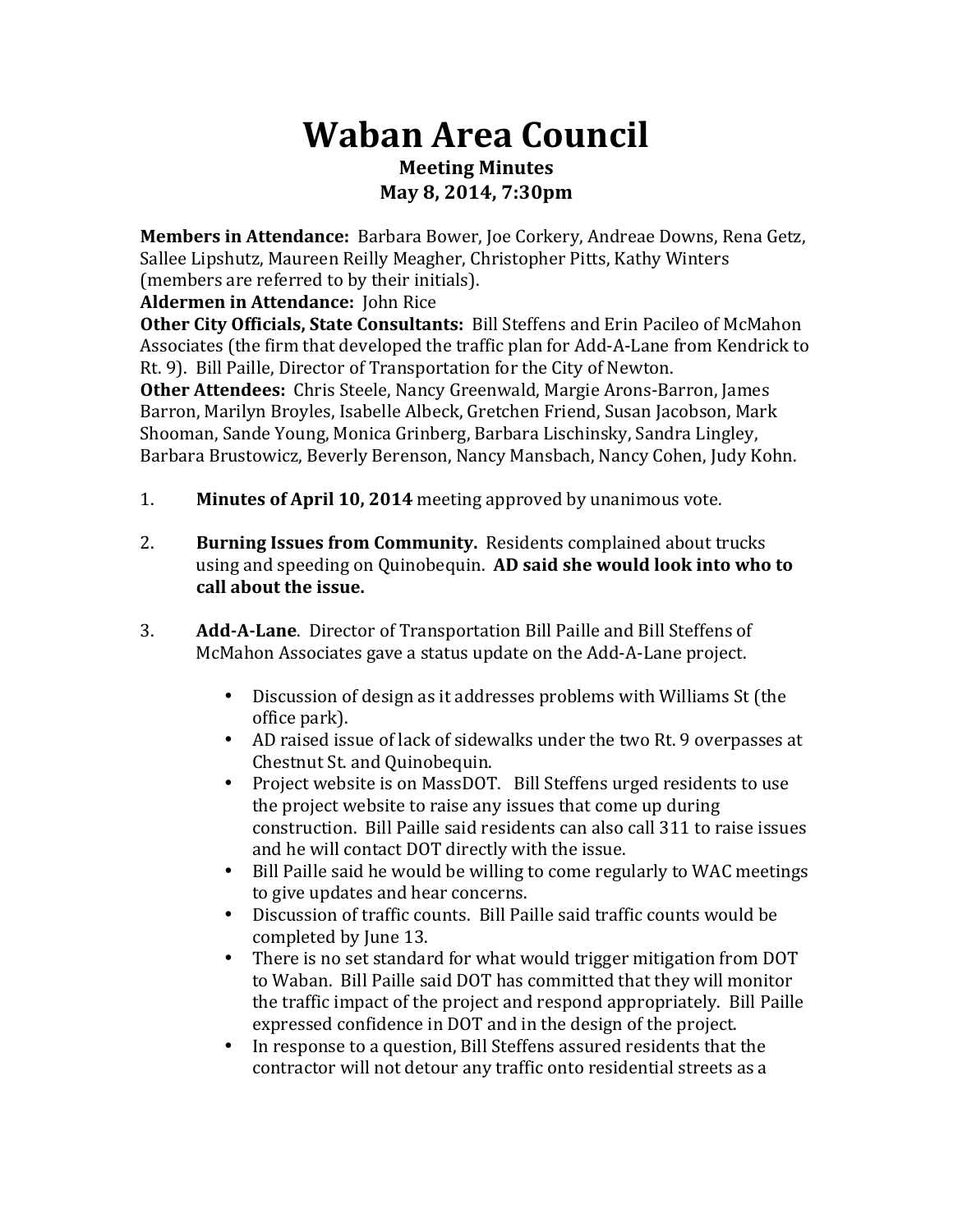# Waban Area Council

**Meeting Minutes**
**May 8, 2014, 7:30pm**

**Members in Attendance:** Barbara Bower, Joe Corkery, Andreae Downs, Rena Getz, Sallee Lipshutz, Maureen Reilly Meagher, Christopher Pitts, Kathy Winters (members are referred to by their initials).
**Aldermen in Attendance:** John Rice
**Other City Officials, State Consultants:** Bill Steffens and Erin Pacileo of McMahon Associates (the firm that developed the traffic plan for Add-A-Lane from Kendrick to Rt. 9). Bill Paille, Director of Transportation for the City of Newton.
**Other Attendees:** Chris Steele, Nancy Greenwald, Margie Arons-Barron, James Barron, Marilyn Broyles, Isabelle Albeck, Gretchen Friend, Susan Jacobson, Mark Shooman, Sande Young, Monica Grinberg, Barbara Lischinsky, Sandra Lingley, Barbara Brustowicz, Beverly Berenson, Nancy Mansbach, Nancy Cohen, Judy Kohn.

1. **Minutes of April 10, 2014** meeting approved by unanimous vote.

2. **Burning Issues from Community.** Residents complained about trucks using and speeding on Quinobequin. **AD said she would look into who to call about the issue.**

3. **Add-A-Lane**. Director of Transportation Bill Paille and Bill Steffens of McMahon Associates gave a status update on the Add-A-Lane project.

   - Discussion of design as it addresses problems with Williams St (the office park).
   - AD raised issue of lack of sidewalks under the two Rt. 9 overpasses at Chestnut St. and Quinobequin.
   - Project website is on MassDOT. Bill Steffens urged residents to use the project website to raise any issues that come up during construction. Bill Paille said residents can also call 311 to raise issues and he will contact DOT directly with the issue.
   - Bill Paille said he would be willing to come regularly to WAC meetings to give updates and hear concerns.
   - Discussion of traffic counts. Bill Paille said traffic counts would be completed by June 13.
   - There is no set standard for what would trigger mitigation from DOT to Waban. Bill Paille said DOT has committed that they will monitor the traffic impact of the project and respond appropriately. Bill Paille expressed confidence in DOT and in the design of the project.
   - In response to a question, Bill Steffens assured residents that the contractor will not detour any traffic onto residential streets as a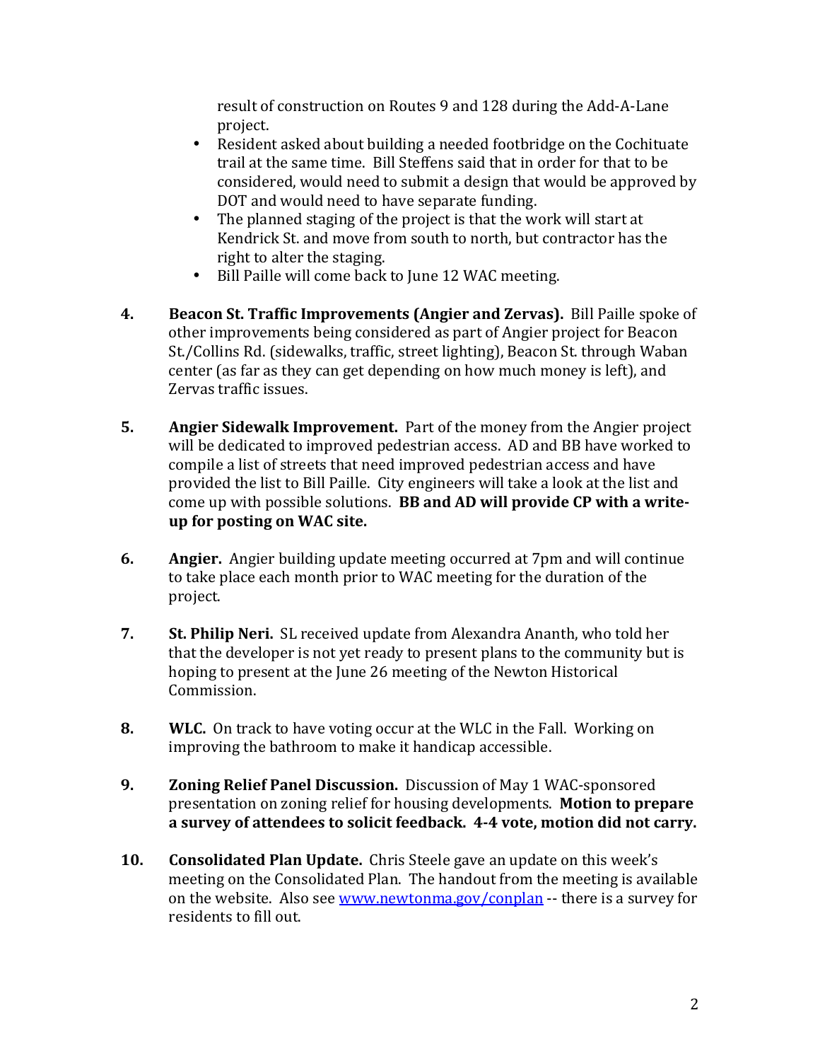result of construction on Routes 9 and 128 during the Add-A-Lane project.

- Resident asked about building a needed footbridge on the Cochituate trail at the same time. Bill Steffens said that in order for that to be considered, would need to submit a design that would be approved by DOT and would need to have separate funding.
- The planned staging of the project is that the work will start at Kendrick St. and move from south to north, but contractor has the right to alter the staging.
- Bill Paille will come back to June 12 WAC meeting.

4. **Beacon St. Traffic Improvements (Angier and Zervas).** Bill Paille spoke of other improvements being considered as part of Angier project for Beacon St./Collins Rd. (sidewalks, traffic, street lighting), Beacon St. through Waban center (as far as they can get depending on how much money is left), and Zervas traffic issues.

5. **Angier Sidewalk Improvement.** Part of the money from the Angier project will be dedicated to improved pedestrian access. AD and BB have worked to compile a list of streets that need improved pedestrian access and have provided the list to Bill Paille. City engineers will take a look at the list and come up with possible solutions. **BB and AD will provide CP with a write-up for posting on WAC site.**

6. **Angier.** Angier building update meeting occurred at 7pm and will continue to take place each month prior to WAC meeting for the duration of the project.

7. **St. Philip Neri.** SL received update from Alexandra Ananth, who told her that the developer is not yet ready to present plans to the community but is hoping to present at the June 26 meeting of the Newton Historical Commission.

8. **WLC.** On track to have voting occur at the WLC in the Fall. Working on improving the bathroom to make it handicap accessible.

9. **Zoning Relief Panel Discussion.** Discussion of May 1 WAC-sponsored presentation on zoning relief for housing developments. **Motion to prepare a survey of attendees to solicit feedback. 4-4 vote, motion did not carry.**

10. **Consolidated Plan Update.** Chris Steele gave an update on this week's meeting on the Consolidated Plan. The handout from the meeting is available on the website. Also see [www.newtonma.gov/conplan](www.newtonma.gov/conplan) -- there is a survey for residents to fill out.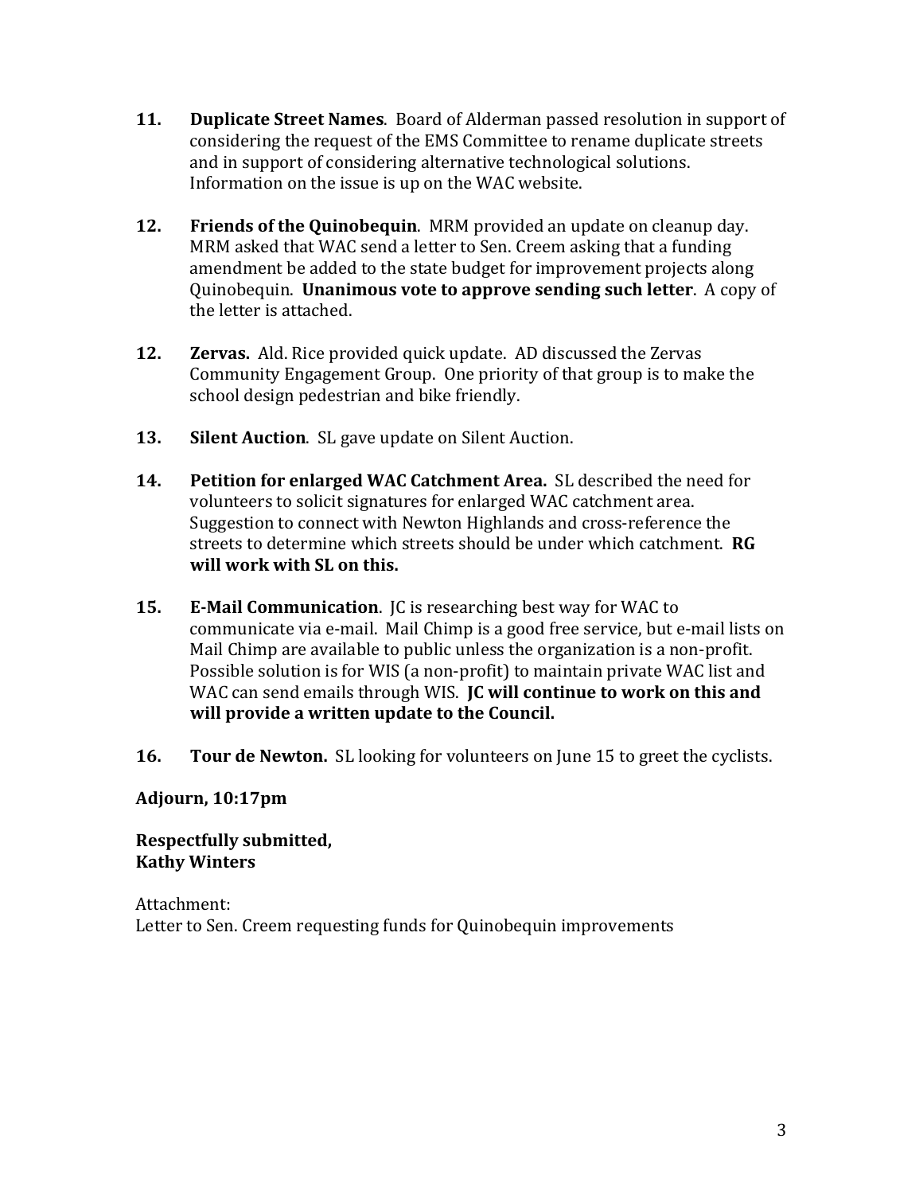11. **Duplicate Street Names**. Board of Alderman passed resolution in support of considering the request of the EMS Committee to rename duplicate streets and in support of considering alternative technological solutions. Information on the issue is up on the WAC website.

12. **Friends of the Quinobequin**. MRM provided an update on cleanup day. MRM asked that WAC send a letter to Sen. Creem asking that a funding amendment be added to the state budget for improvement projects along Quinobequin. **Unanimous vote to approve sending such letter**. A copy of the letter is attached.

12. **Zervas.** Ald. Rice provided quick update. AD discussed the Zervas Community Engagement Group. One priority of that group is to make the school design pedestrian and bike friendly.

13. **Silent Auction**. SL gave update on Silent Auction.

14. **Petition for enlarged WAC Catchment Area.** SL described the need for volunteers to solicit signatures for enlarged WAC catchment area. Suggestion to connect with Newton Highlands and cross-reference the streets to determine which streets should be under which catchment. **RG will work with SL on this.**

15. **E-Mail Communication**. JC is researching best way for WAC to communicate via e-mail. Mail Chimp is a good free service, but e-mail lists on Mail Chimp are available to public unless the organization is a non-profit. Possible solution is for WIS (a non-profit) to maintain private WAC list and WAC can send emails through WIS. **JC will continue to work on this and will provide a written update to the Council.**

16. **Tour de Newton.** SL looking for volunteers on June 15 to greet the cyclists.

**Adjourn, 10:17pm**

**Respectfully submitted,**
**Kathy Winters**

Attachment:
Letter to Sen. Creem requesting funds for Quinobequin improvements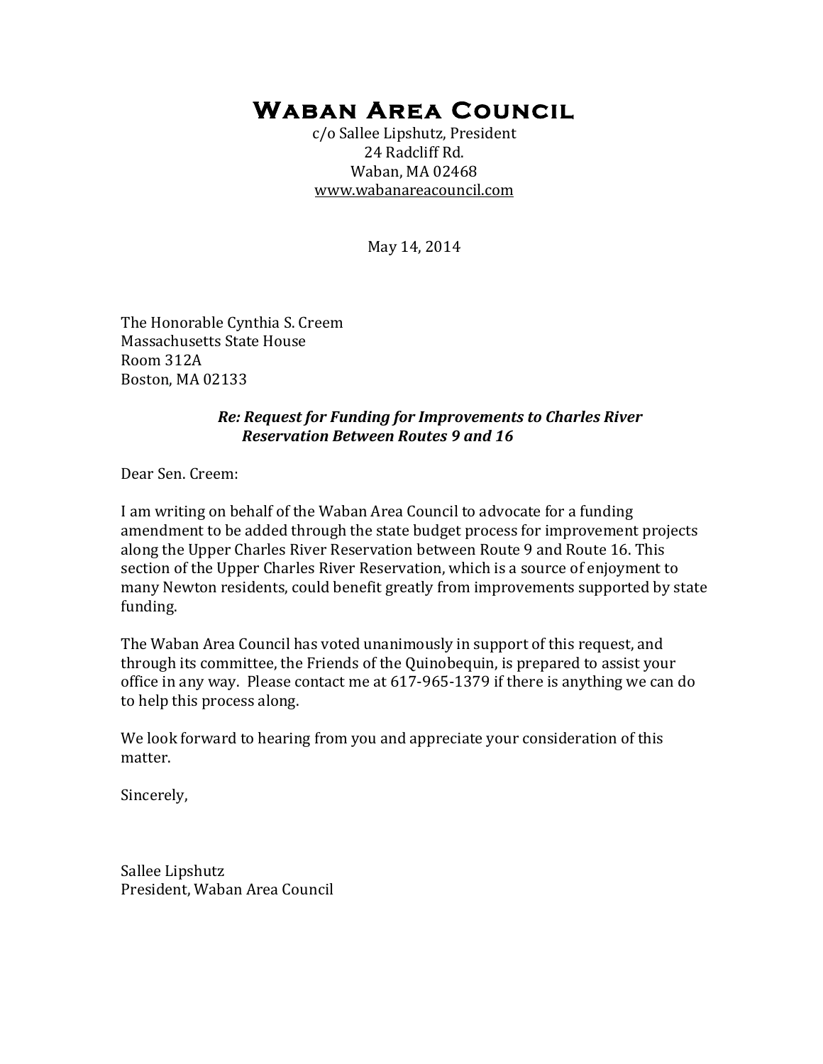# Waban Area Council

c/o Sallee Lipshutz, President
24 Radcliff Rd.
Waban, MA 02468
www.wabanareacouncil.com

May 14, 2014

The Honorable Cynthia S. Creem
Massachusetts State House
Room 312A
Boston, MA 02133

***Re: Request for Funding for Improvements to Charles River Reservation Between Routes 9 and 16***

Dear Sen. Creem:

I am writing on behalf of the Waban Area Council to advocate for a funding amendment to be added through the state budget process for improvement projects along the Upper Charles River Reservation between Route 9 and Route 16. This section of the Upper Charles River Reservation, which is a source of enjoyment to many Newton residents, could benefit greatly from improvements supported by state funding.

The Waban Area Council has voted unanimously in support of this request, and through its committee, the Friends of the Quinobequin, is prepared to assist your office in any way. Please contact me at 617-965-1379 if there is anything we can do to help this process along.

We look forward to hearing from you and appreciate your consideration of this matter.

Sincerely,

Sallee Lipshutz
President, Waban Area Council